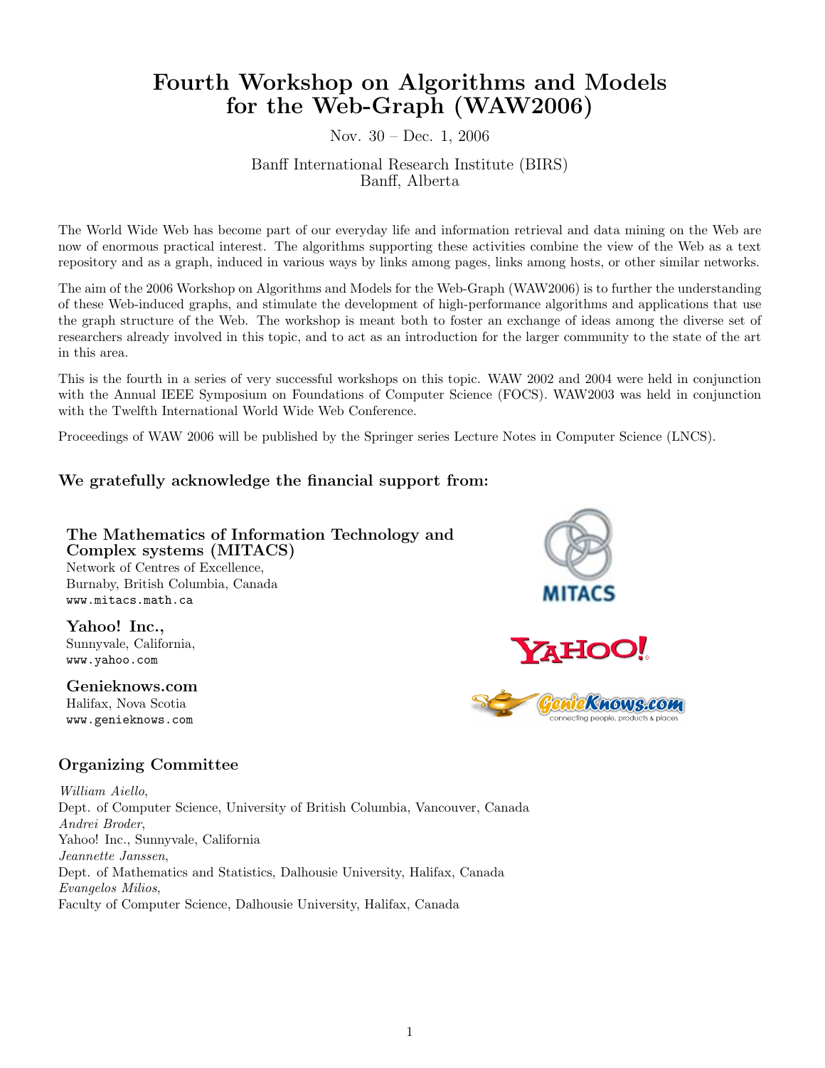# Fourth Workshop on Algorithms and Models for the Web-Graph (WAW2006)

Nov. 30 – Dec. 1, 2006

Banff International Research Institute (BIRS)
Banff, Alberta

The World Wide Web has become part of our everyday life and information retrieval and data mining on the Web are now of enormous practical interest. The algorithms supporting these activities combine the view of the Web as a text repository and as a graph, induced in various ways by links among pages, links among hosts, or other similar networks.

The aim of the 2006 Workshop on Algorithms and Models for the Web-Graph (WAW2006) is to further the understanding of these Web-induced graphs, and stimulate the development of high-performance algorithms and applications that use the graph structure of the Web. The workshop is meant both to foster an exchange of ideas among the diverse set of researchers already involved in this topic, and to act as an introduction for the larger community to the state of the art in this area.

This is the fourth in a series of very successful workshops on this topic. WAW 2002 and 2004 were held in conjunction with the Annual IEEE Symposium on Foundations of Computer Science (FOCS). WAW2003 was held in conjunction with the Twelfth International World Wide Web Conference.

Proceedings of WAW 2006 will be published by the Springer series Lecture Notes in Computer Science (LNCS).

### We gratefully acknowledge the financial support from:

**The Mathematics of Information Technology and Complex systems (MITACS)**
Network of Centres of Excellence,
Burnaby, British Columbia, Canada
`www.mitacs.math.ca`

**Yahoo! Inc.,**
Sunnyvale, California,
`www.yahoo.com`

**Genieknows.com**
Halifax, Nova Scotia
`www.genieknows.com`

### Organizing Committee

*William Aiello*,
Dept. of Computer Science, University of British Columbia, Vancouver, Canada
*Andrei Broder*,
Yahoo! Inc., Sunnyvale, California
*Jeannette Janssen*,
Dept. of Mathematics and Statistics, Dalhousie University, Halifax, Canada
*Evangelos Milios*,
Faculty of Computer Science, Dalhousie University, Halifax, Canada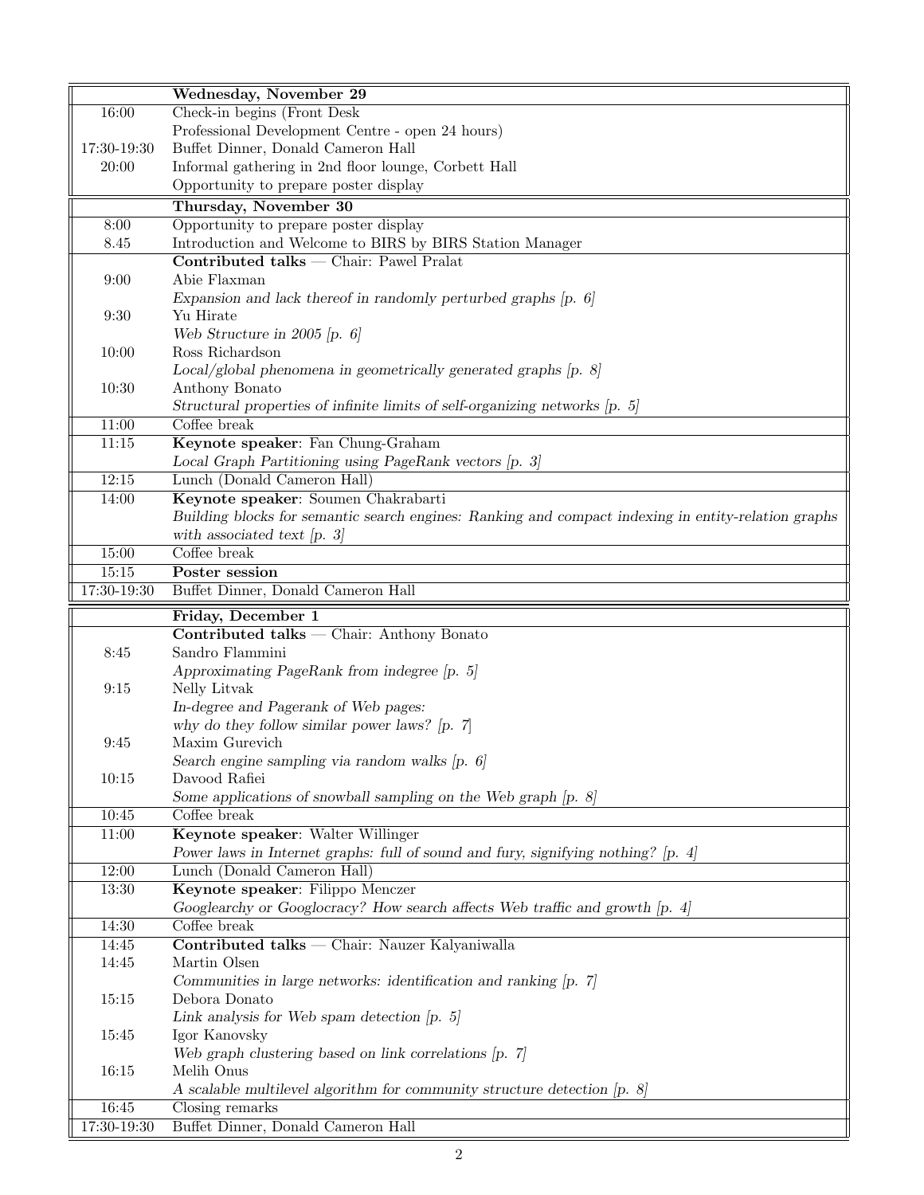| | **Wednesday, November 29** |
|---|---|
| 16:00 | Check-in begins (Front Desk |
| | Professional Development Centre - open 24 hours) |
| 17:30-19:30 | Buffet Dinner, Donald Cameron Hall |
| 20:00 | Informal gathering in 2nd floor lounge, Corbett Hall |
| | Opportunity to prepare poster display |

| | **Thursday, November 30** |
|---|---|
| 8:00 | Opportunity to prepare poster display |
| 8.45 | Introduction and Welcome to BIRS by BIRS Station Manager |
| | **Contributed talks** — Chair: Pawel Pralat |
| 9:00 | Abie Flaxman |
| | *Expansion and lack thereof in randomly perturbed graphs [p. 6]* |
| 9:30 | Yu Hirate |
| | *Web Structure in 2005 [p. 6]* |
| 10:00 | Ross Richardson |
| | *Local/global phenomena in geometrically generated graphs [p. 8]* |
| 10:30 | Anthony Bonato |
| | *Structural properties of infinite limits of self-organizing networks [p. 5]* |
| 11:00 | Coffee break |
| 11:15 | **Keynote speaker**: Fan Chung-Graham |
| | *Local Graph Partitioning using PageRank vectors [p. 3]* |
| 12:15 | Lunch (Donald Cameron Hall) |
| 14:00 | **Keynote speaker**: Soumen Chakrabarti |
| | *Building blocks for semantic search engines: Ranking and compact indexing in entity-relation graphs with associated text [p. 3]* |
| 15:00 | Coffee break |
| 15:15 | **Poster session** |
| 17:30-19:30 | Buffet Dinner, Donald Cameron Hall |

| | **Friday, December 1** |
|---|---|
| | **Contributed talks** — Chair: Anthony Bonato |
| 8:45 | Sandro Flammini |
| | *Approximating PageRank from indegree [p. 5]* |
| 9:15 | Nelly Litvak |
| | *In-degree and Pagerank of Web pages:* |
| | *why do they follow similar power laws? [p. 7]* |
| 9:45 | Maxim Gurevich |
| | *Search engine sampling via random walks [p. 6]* |
| 10:15 | Davood Rafiei |
| | *Some applications of snowball sampling on the Web graph [p. 8]* |
| 10:45 | Coffee break |
| 11:00 | **Keynote speaker**: Walter Willinger |
| | *Power laws in Internet graphs: full of sound and fury, signifying nothing? [p. 4]* |
| 12:00 | Lunch (Donald Cameron Hall) |
| 13:30 | **Keynote speaker**: Filippo Menczer |
| | *Googlearchy or Googlocracy? How search affects Web traffic and growth [p. 4]* |
| 14:30 | Coffee break |
| 14:45 | **Contributed talks** — Chair: Nauzer Kalyaniwalla |
| 14:45 | Martin Olsen |
| | *Communities in large networks: identification and ranking [p. 7]* |
| 15:15 | Debora Donato |
| | *Link analysis for Web spam detection [p. 5]* |
| 15:45 | Igor Kanovsky |
| | *Web graph clustering based on link correlations [p. 7]* |
| 16:15 | Melih Onus |
| | *A scalable multilevel algorithm for community structure detection [p. 8]* |
| 16:45 | Closing remarks |
| 17:30-19:30 | Buffet Dinner, Donald Cameron Hall |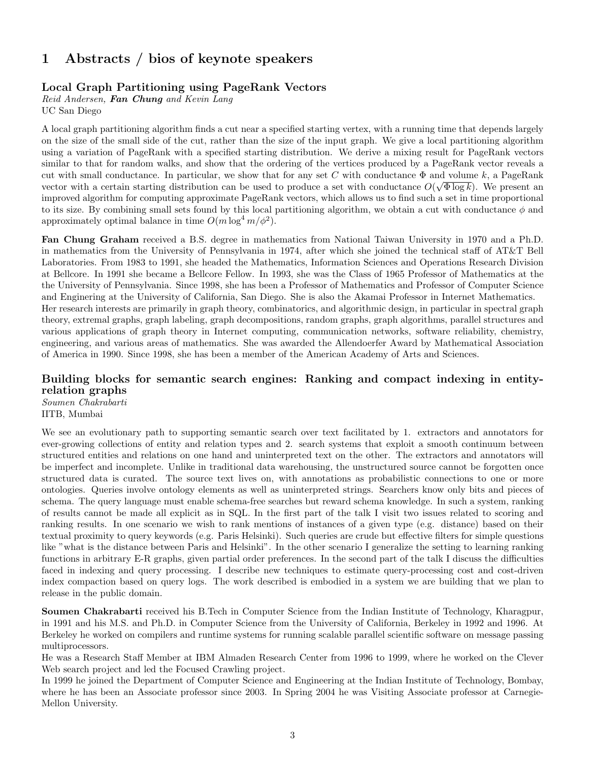# 1 Abstracts / bios of keynote speakers

### Local Graph Partitioning using PageRank Vectors

*Reid Andersen, **Fan Chung** and Kevin Lang*
UC San Diego

A local graph partitioning algorithm finds a cut near a specified starting vertex, with a running time that depends largely on the size of the small side of the cut, rather than the size of the input graph. We give a local partitioning algorithm using a variation of PageRank with a specified starting distribution. We derive a mixing result for PageRank vectors similar to that for random walks, and show that the ordering of the vertices produced by a PageRank vector reveals a cut with small conductance. In particular, we show that for any set $C$ with conductance $\Phi$ and volume $k$, a PageRank vector with a certain starting distribution can be used to produce a set with conductance $O(\sqrt{\Phi \log k})$. We present an improved algorithm for computing approximate PageRank vectors, which allows us to find such a set in time proportional to its size. By combining small sets found by this local partitioning algorithm, we obtain a cut with conductance $\phi$ and approximately optimal balance in time $O(m \log^4 m/\phi^2)$.

**Fan Chung Graham** received a B.S. degree in mathematics from National Taiwan University in 1970 and a Ph.D. in mathematics from the University of Pennsylvania in 1974, after which she joined the technical staff of AT&T Bell Laboratories. From 1983 to 1991, she headed the Mathematics, Information Sciences and Operations Research Division at Bellcore. In 1991 she became a Bellcore Fellow. In 1993, she was the Class of 1965 Professor of Mathematics at the the University of Pennsylvania. Since 1998, she has been a Professor of Mathematics and Professor of Computer Science and Enginering at the University of California, San Diego. She is also the Akamai Professor in Internet Mathematics.
Her research interests are primarily in graph theory, combinatorics, and algorithmic design, in particular in spectral graph theory, extremal graphs, graph labeling, graph decompositions, random graphs, graph algorithms, parallel structures and various applications of graph theory in Internet computing, communication networks, software reliability, chemistry, engineering, and various areas of mathematics. She was awarded the Allendoerfer Award by Mathematical Association of America in 1990. Since 1998, she has been a member of the American Academy of Arts and Sciences.

### Building blocks for semantic search engines: Ranking and compact indexing in entity-relation graphs

*Soumen Chakrabarti*
IITB, Mumbai

We see an evolutionary path to supporting semantic search over text facilitated by 1. extractors and annotators for ever-growing collections of entity and relation types and 2. search systems that exploit a smooth continuum between structured entities and relations on one hand and uninterpreted text on the other. The extractors and annotators will be imperfect and incomplete. Unlike in traditional data warehousing, the unstructured source cannot be forgotten once structured data is curated. The source text lives on, with annotations as probabilistic connections to one or more ontologies. Queries involve ontology elements as well as uninterpreted strings. Searchers know only bits and pieces of schema. The query language must enable schema-free searches but reward schema knowledge. In such a system, ranking of results cannot be made all explicit as in SQL. In the first part of the talk I visit two issues related to scoring and ranking results. In one scenario we wish to rank mentions of instances of a given type (e.g. distance) based on their textual proximity to query keywords (e.g. Paris Helsinki). Such queries are crude but effective filters for simple questions like "what is the distance between Paris and Helsinki". In the other scenario I generalize the setting to learning ranking functions in arbitrary E-R graphs, given partial order preferences. In the second part of the talk I discuss the difficulties faced in indexing and query processing. I describe new techniques to estimate query-processing cost and cost-driven index compaction based on query logs. The work described is embodied in a system we are building that we plan to release in the public domain.

**Soumen Chakrabarti** received his B.Tech in Computer Science from the Indian Institute of Technology, Kharagpur, in 1991 and his M.S. and Ph.D. in Computer Science from the University of California, Berkeley in 1992 and 1996. At Berkeley he worked on compilers and runtime systems for running scalable parallel scientific software on message passing multiprocessors.
He was a Research Staff Member at IBM Almaden Research Center from 1996 to 1999, where he worked on the Clever Web search project and led the Focused Crawling project.
In 1999 he joined the Department of Computer Science and Engineering at the Indian Institute of Technology, Bombay, where he has been an Associate professor since 2003. In Spring 2004 he was Visiting Associate professor at Carnegie-Mellon University.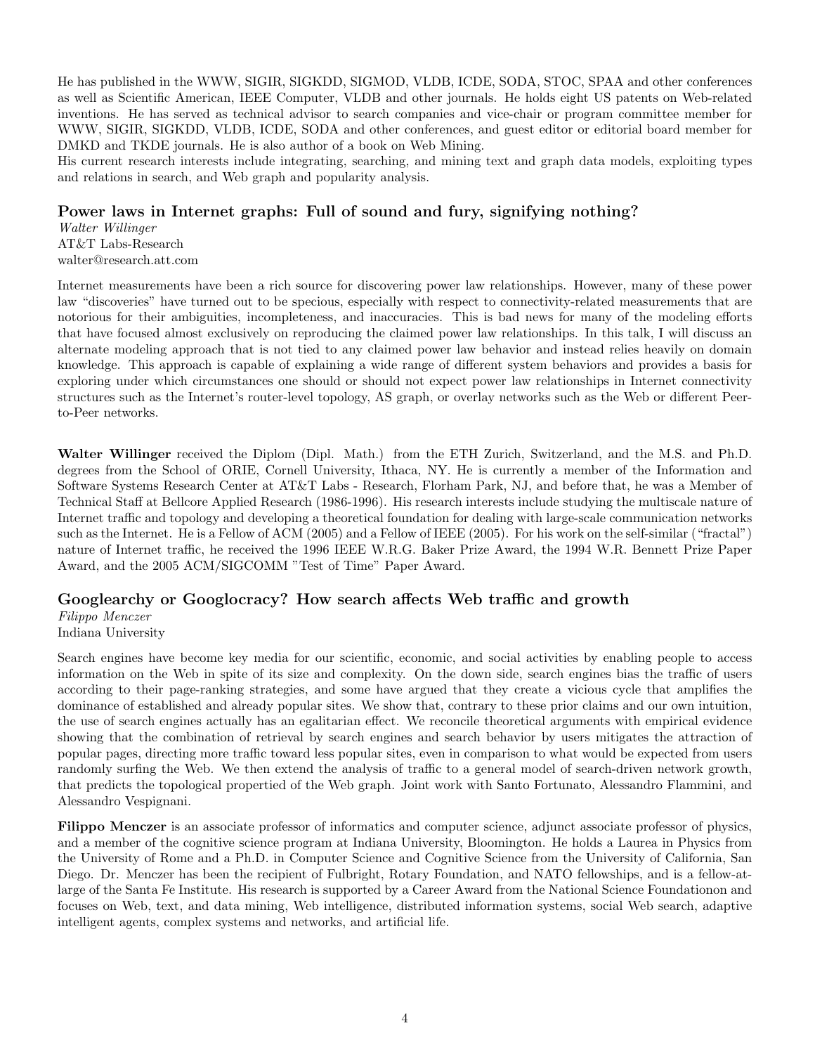He has published in the WWW, SIGIR, SIGKDD, SIGMOD, VLDB, ICDE, SODA, STOC, SPAA and other conferences as well as Scientific American, IEEE Computer, VLDB and other journals. He holds eight US patents on Web-related inventions. He has served as technical advisor to search companies and vice-chair or program committee member for WWW, SIGIR, SIGKDD, VLDB, ICDE, SODA and other conferences, and guest editor or editorial board member for DMKD and TKDE journals. He is also author of a book on Web Mining.
His current research interests include integrating, searching, and mining text and graph data models, exploiting types and relations in search, and Web graph and popularity analysis.

## Power laws in Internet graphs: Full of sound and fury, signifying nothing?

*Walter Willinger*
AT&T Labs-Research
walter@research.att.com

Internet measurements have been a rich source for discovering power law relationships. However, many of these power law "discoveries" have turned out to be specious, especially with respect to connectivity-related measurements that are notorious for their ambiguities, incompleteness, and inaccuracies. This is bad news for many of the modeling efforts that have focused almost exclusively on reproducing the claimed power law relationships. In this talk, I will discuss an alternate modeling approach that is not tied to any claimed power law behavior and instead relies heavily on domain knowledge. This approach is capable of explaining a wide range of different system behaviors and provides a basis for exploring under which circumstances one should or should not expect power law relationships in Internet connectivity structures such as the Internet's router-level topology, AS graph, or overlay networks such as the Web or different Peer-to-Peer networks.

**Walter Willinger** received the Diplom (Dipl. Math.) from the ETH Zurich, Switzerland, and the M.S. and Ph.D. degrees from the School of ORIE, Cornell University, Ithaca, NY. He is currently a member of the Information and Software Systems Research Center at AT&T Labs - Research, Florham Park, NJ, and before that, he was a Member of Technical Staff at Bellcore Applied Research (1986-1996). His research interests include studying the multiscale nature of Internet traffic and topology and developing a theoretical foundation for dealing with large-scale communication networks such as the Internet. He is a Fellow of ACM (2005) and a Fellow of IEEE (2005). For his work on the self-similar ("fractal") nature of Internet traffic, he received the 1996 IEEE W.R.G. Baker Prize Award, the 1994 W.R. Bennett Prize Paper Award, and the 2005 ACM/SIGCOMM "Test of Time" Paper Award.

## Googlearchy or Googlocracy? How search affects Web traffic and growth

*Filippo Menczer*
Indiana University

Search engines have become key media for our scientific, economic, and social activities by enabling people to access information on the Web in spite of its size and complexity. On the down side, search engines bias the traffic of users according to their page-ranking strategies, and some have argued that they create a vicious cycle that amplifies the dominance of established and already popular sites. We show that, contrary to these prior claims and our own intuition, the use of search engines actually has an egalitarian effect. We reconcile theoretical arguments with empirical evidence showing that the combination of retrieval by search engines and search behavior by users mitigates the attraction of popular pages, directing more traffic toward less popular sites, even in comparison to what would be expected from users randomly surfing the Web. We then extend the analysis of traffic to a general model of search-driven network growth, that predicts the topological propertied of the Web graph. Joint work with Santo Fortunato, Alessandro Flammini, and Alessandro Vespignani.

**Filippo Menczer** is an associate professor of informatics and computer science, adjunct associate professor of physics, and a member of the cognitive science program at Indiana University, Bloomington. He holds a Laurea in Physics from the University of Rome and a Ph.D. in Computer Science and Cognitive Science from the University of California, San Diego. Dr. Menczer has been the recipient of Fulbright, Rotary Foundation, and NATO fellowships, and is a fellow-at-large of the Santa Fe Institute. His research is supported by a Career Award from the National Science Foundationon and focuses on Web, text, and data mining, Web intelligence, distributed information systems, social Web search, adaptive intelligent agents, complex systems and networks, and artificial life.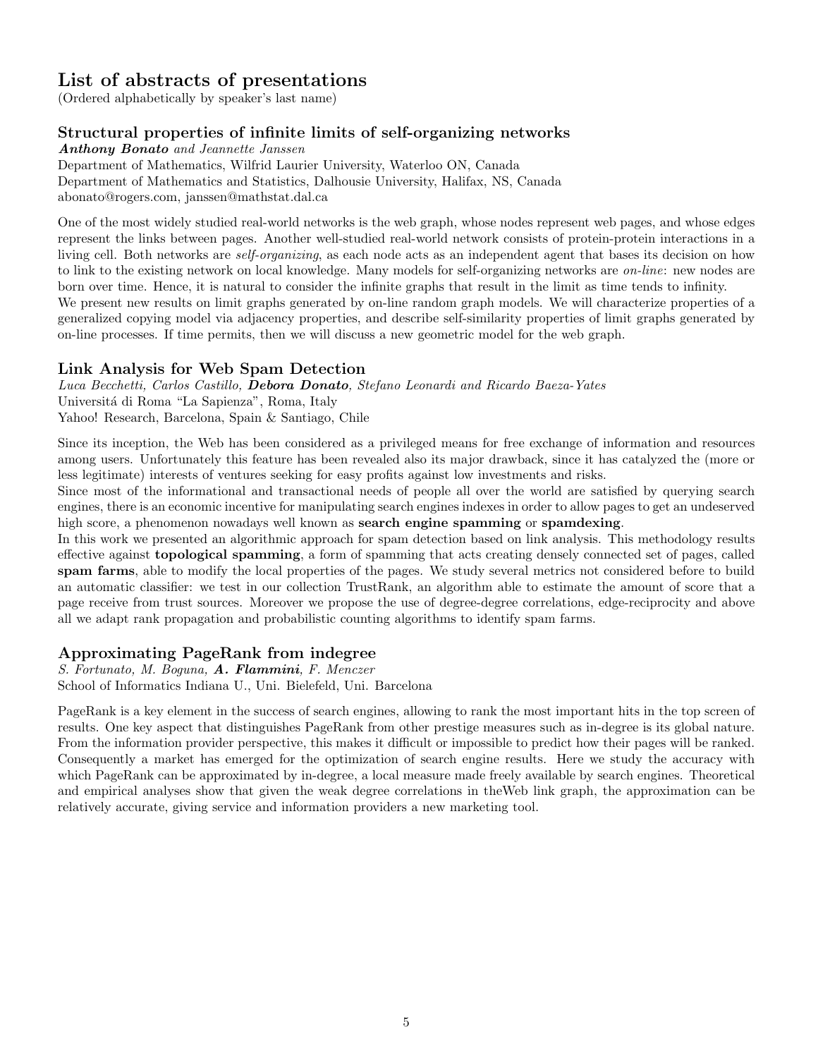# List of abstracts of presentations

(Ordered alphabetically by speaker's last name)

## Structural properties of infinite limits of self-organizing networks

***Anthony Bonato*** *and Jeannette Janssen*

Department of Mathematics, Wilfrid Laurier University, Waterloo ON, Canada
Department of Mathematics and Statistics, Dalhousie University, Halifax, NS, Canada
abonato@rogers.com, janssen@mathstat.dal.ca

One of the most widely studied real-world networks is the web graph, whose nodes represent web pages, and whose edges represent the links between pages. Another well-studied real-world network consists of protein-protein interactions in a living cell. Both networks are *self-organizing*, as each node acts as an independent agent that bases its decision on how to link to the existing network on local knowledge. Many models for self-organizing networks are *on-line*: new nodes are born over time. Hence, it is natural to consider the infinite graphs that result in the limit as time tends to infinity.
We present new results on limit graphs generated by on-line random graph models. We will characterize properties of a generalized copying model via adjacency properties, and describe self-similarity properties of limit graphs generated by on-line processes. If time permits, then we will discuss a new geometric model for the web graph.

## Link Analysis for Web Spam Detection

*Luca Becchetti, Carlos Castillo,* ***Debora Donato****, Stefano Leonardi and Ricardo Baeza-Yates*

Universitá di Roma "La Sapienza", Roma, Italy
Yahoo! Research, Barcelona, Spain & Santiago, Chile

Since its inception, the Web has been considered as a privileged means for free exchange of information and resources among users. Unfortunately this feature has been revealed also its major drawback, since it has catalyzed the (more or less legitimate) interests of ventures seeking for easy profits against low investments and risks.
Since most of the informational and transactional needs of people all over the world are satisfied by querying search engines, there is an economic incentive for manipulating search engines indexes in order to allow pages to get an undeserved high score, a phenomenon nowadays well known as **search engine spamming** or **spamdexing**.
In this work we presented an algorithmic approach for spam detection based on link analysis. This methodology results effective against **topological spamming**, a form of spamming that acts creating densely connected set of pages, called **spam farms**, able to modify the local properties of the pages. We study several metrics not considered before to build an automatic classifier: we test in our collection TrustRank, an algorithm able to estimate the amount of score that a page receive from trust sources. Moreover we propose the use of degree-degree correlations, edge-reciprocity and above all we adapt rank propagation and probabilistic counting algorithms to identify spam farms.

## Approximating PageRank from indegree

*S. Fortunato, M. Boguna,* ***A. Flammini****, F. Menczer*

School of Informatics Indiana U., Uni. Bielefeld, Uni. Barcelona

PageRank is a key element in the success of search engines, allowing to rank the most important hits in the top screen of results. One key aspect that distinguishes PageRank from other prestige measures such as in-degree is its global nature. From the information provider perspective, this makes it difficult or impossible to predict how their pages will be ranked. Consequently a market has emerged for the optimization of search engine results. Here we study the accuracy with which PageRank can be approximated by in-degree, a local measure made freely available by search engines. Theoretical and empirical analyses show that given the weak degree correlations in theWeb link graph, the approximation can be relatively accurate, giving service and information providers a new marketing tool.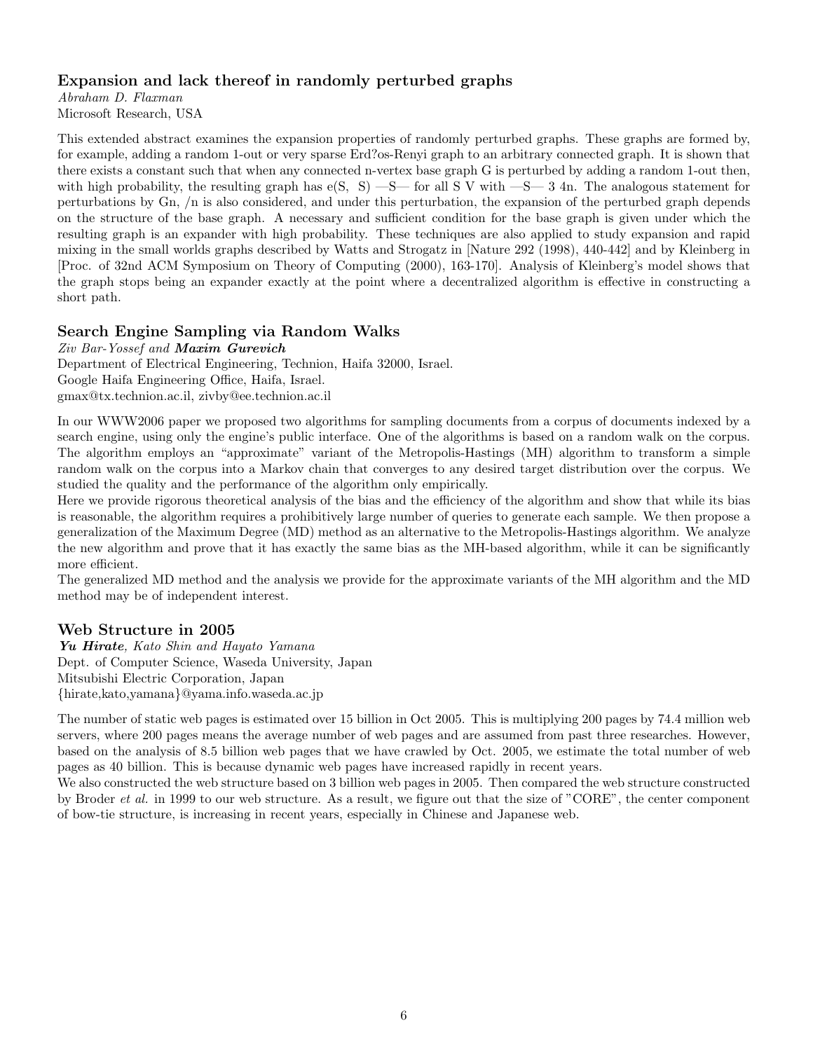### Expansion and lack thereof in randomly perturbed graphs

*Abraham D. Flaxman*
Microsoft Research, USA

This extended abstract examines the expansion properties of randomly perturbed graphs. These graphs are formed by, for example, adding a random 1-out or very sparse Erd?os-Renyi graph to an arbitrary connected graph. It is shown that there exists a constant such that when any connected n-vertex base graph G is perturbed by adding a random 1-out then, with high probability, the resulting graph has e(S, S) —S— for all S V with —S— 3 4n. The analogous statement for perturbations by Gn, /n is also considered, and under this perturbation, the expansion of the perturbed graph depends on the structure of the base graph. A necessary and sufficient condition for the base graph is given under which the resulting graph is an expander with high probability. These techniques are also applied to study expansion and rapid mixing in the small worlds graphs described by Watts and Strogatz in [Nature 292 (1998), 440-442] and by Kleinberg in [Proc. of 32nd ACM Symposium on Theory of Computing (2000), 163-170]. Analysis of Kleinberg's model shows that the graph stops being an expander exactly at the point where a decentralized algorithm is effective in constructing a short path.

### Search Engine Sampling via Random Walks

*Ziv Bar-Yossef* and ***Maxim Gurevich***
Department of Electrical Engineering, Technion, Haifa 32000, Israel.
Google Haifa Engineering Office, Haifa, Israel.
gmax@tx.technion.ac.il, zivby@ee.technion.ac.il

In our WWW2006 paper we proposed two algorithms for sampling documents from a corpus of documents indexed by a search engine, using only the engine's public interface. One of the algorithms is based on a random walk on the corpus. The algorithm employs an "approximate" variant of the Metropolis-Hastings (MH) algorithm to transform a simple random walk on the corpus into a Markov chain that converges to any desired target distribution over the corpus. We studied the quality and the performance of the algorithm only empirically.

Here we provide rigorous theoretical analysis of the bias and the efficiency of the algorithm and show that while its bias is reasonable, the algorithm requires a prohibitively large number of queries to generate each sample. We then propose a generalization of the Maximum Degree (MD) method as an alternative to the Metropolis-Hastings algorithm. We analyze the new algorithm and prove that it has exactly the same bias as the MH-based algorithm, while it can be significantly more efficient.

The generalized MD method and the analysis we provide for the approximate variants of the MH algorithm and the MD method may be of independent interest.

### Web Structure in 2005

***Yu Hirate***, *Kato Shin and Hayato Yamana*
Dept. of Computer Science, Waseda University, Japan
Mitsubishi Electric Corporation, Japan
{hirate,kato,yamana}@yama.info.waseda.ac.jp

The number of static web pages is estimated over 15 billion in Oct 2005. This is multiplying 200 pages by 74.4 million web servers, where 200 pages means the average number of web pages and are assumed from past three researches. However, based on the analysis of 8.5 billion web pages that we have crawled by Oct. 2005, we estimate the total number of web pages as 40 billion. This is because dynamic web pages have increased rapidly in recent years.

We also constructed the web structure based on 3 billion web pages in 2005. Then compared the web structure constructed by Broder *et al.* in 1999 to our web structure. As a result, we figure out that the size of "CORE", the center component of bow-tie structure, is increasing in recent years, especially in Chinese and Japanese web.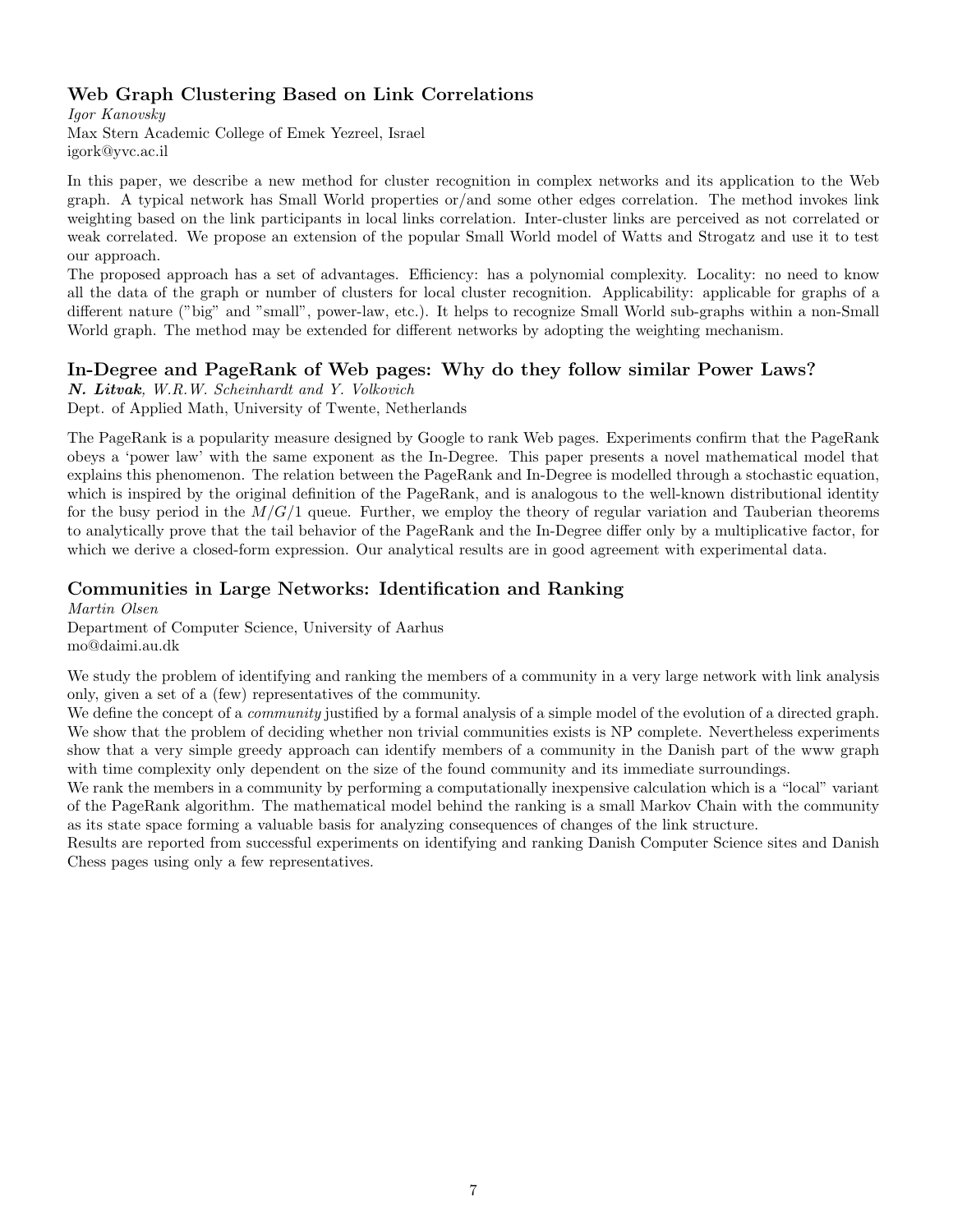### Web Graph Clustering Based on Link Correlations

*Igor Kanovsky*
Max Stern Academic College of Emek Yezreel, Israel
igork@yvc.ac.il

In this paper, we describe a new method for cluster recognition in complex networks and its application to the Web graph. A typical network has Small World properties or/and some other edges correlation. The method invokes link weighting based on the link participants in local links correlation. Inter-cluster links are perceived as not correlated or weak correlated. We propose an extension of the popular Small World model of Watts and Strogatz and use it to test our approach.
The proposed approach has a set of advantages. Efficiency: has a polynomial complexity. Locality: no need to know all the data of the graph or number of clusters for local cluster recognition. Applicability: applicable for graphs of a different nature ("big" and "small", power-law, etc.). It helps to recognize Small World sub-graphs within a non-Small World graph. The method may be extended for different networks by adopting the weighting mechanism.

### In-Degree and PageRank of Web pages: Why do they follow similar Power Laws?

***N. Litvak**, W.R.W. Scheinhardt and Y. Volkovich*
Dept. of Applied Math, University of Twente, Netherlands

The PageRank is a popularity measure designed by Google to rank Web pages. Experiments confirm that the PageRank obeys a 'power law' with the same exponent as the In-Degree. This paper presents a novel mathematical model that explains this phenomenon. The relation between the PageRank and In-Degree is modelled through a stochastic equation, which is inspired by the original definition of the PageRank, and is analogous to the well-known distributional identity for the busy period in the $M/G/1$ queue. Further, we employ the theory of regular variation and Tauberian theorems to analytically prove that the tail behavior of the PageRank and the In-Degree differ only by a multiplicative factor, for which we derive a closed-form expression. Our analytical results are in good agreement with experimental data.

### Communities in Large Networks: Identification and Ranking

*Martin Olsen*
Department of Computer Science, University of Aarhus
mo@daimi.au.dk

We study the problem of identifying and ranking the members of a community in a very large network with link analysis only, given a set of a (few) representatives of the community.
We define the concept of a *community* justified by a formal analysis of a simple model of the evolution of a directed graph. We show that the problem of deciding whether non trivial communities exists is NP complete. Nevertheless experiments show that a very simple greedy approach can identify members of a community in the Danish part of the www graph with time complexity only dependent on the size of the found community and its immediate surroundings.
We rank the members in a community by performing a computationally inexpensive calculation which is a "local" variant of the PageRank algorithm. The mathematical model behind the ranking is a small Markov Chain with the community as its state space forming a valuable basis for analyzing consequences of changes of the link structure.
Results are reported from successful experiments on identifying and ranking Danish Computer Science sites and Danish Chess pages using only a few representatives.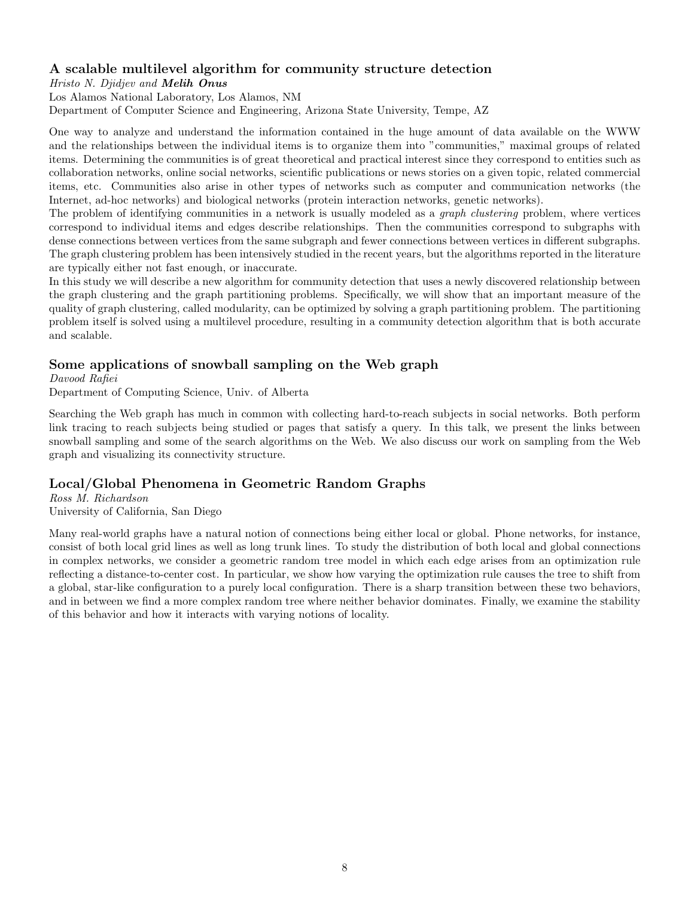### A scalable multilevel algorithm for community structure detection

*Hristo N. Djidjev and* ***Melih Onus***

Los Alamos National Laboratory, Los Alamos, NM

Department of Computer Science and Engineering, Arizona State University, Tempe, AZ

One way to analyze and understand the information contained in the huge amount of data available on the WWW and the relationships between the individual items is to organize them into "communities," maximal groups of related items. Determining the communities is of great theoretical and practical interest since they correspond to entities such as collaboration networks, online social networks, scientific publications or news stories on a given topic, related commercial items, etc. Communities also arise in other types of networks such as computer and communication networks (the Internet, ad-hoc networks) and biological networks (protein interaction networks, genetic networks).

The problem of identifying communities in a network is usually modeled as a *graph clustering* problem, where vertices correspond to individual items and edges describe relationships. Then the communities correspond to subgraphs with dense connections between vertices from the same subgraph and fewer connections between vertices in different subgraphs. The graph clustering problem has been intensively studied in the recent years, but the algorithms reported in the literature are typically either not fast enough, or inaccurate.

In this study we will describe a new algorithm for community detection that uses a newly discovered relationship between the graph clustering and the graph partitioning problems. Specifically, we will show that an important measure of the quality of graph clustering, called modularity, can be optimized by solving a graph partitioning problem. The partitioning problem itself is solved using a multilevel procedure, resulting in a community detection algorithm that is both accurate and scalable.

### Some applications of snowball sampling on the Web graph

*Davood Rafiei*

Department of Computing Science, Univ. of Alberta

Searching the Web graph has much in common with collecting hard-to-reach subjects in social networks. Both perform link tracing to reach subjects being studied or pages that satisfy a query. In this talk, we present the links between snowball sampling and some of the search algorithms on the Web. We also discuss our work on sampling from the Web graph and visualizing its connectivity structure.

### Local/Global Phenomena in Geometric Random Graphs

*Ross M. Richardson*

University of California, San Diego

Many real-world graphs have a natural notion of connections being either local or global. Phone networks, for instance, consist of both local grid lines as well as long trunk lines. To study the distribution of both local and global connections in complex networks, we consider a geometric random tree model in which each edge arises from an optimization rule reflecting a distance-to-center cost. In particular, we show how varying the optimization rule causes the tree to shift from a global, star-like configuration to a purely local configuration. There is a sharp transition between these two behaviors, and in between we find a more complex random tree where neither behavior dominates. Finally, we examine the stability of this behavior and how it interacts with varying notions of locality.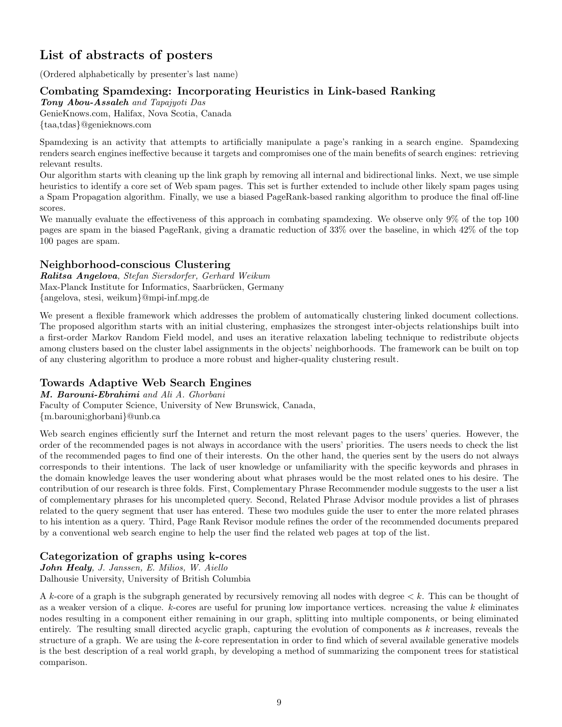# List of abstracts of posters

(Ordered alphabetically by presenter's last name)

### Combating Spamdexing: Incorporating Heuristics in Link-based Ranking

***Tony Abou-Assaleh*** *and Tapajyoti Das*
GenieKnows.com, Halifax, Nova Scotia, Canada
{taa,tdas}@genieknows.com

Spamdexing is an activity that attempts to artificially manipulate a page's ranking in a search engine. Spamdexing renders search engines ineffective because it targets and compromises one of the main benefits of search engines: retrieving relevant results.
Our algorithm starts with cleaning up the link graph by removing all internal and bidirectional links. Next, we use simple heuristics to identify a core set of Web spam pages. This set is further extended to include other likely spam pages using a Spam Propagation algorithm. Finally, we use a biased PageRank-based ranking algorithm to produce the final off-line scores.
We manually evaluate the effectiveness of this approach in combating spamdexing. We observe only 9% of the top 100 pages are spam in the biased PageRank, giving a dramatic reduction of 33% over the baseline, in which 42% of the top 100 pages are spam.

### Neighborhood-conscious Clustering

***Ralitsa Angelova****, Stefan Siersdorfer, Gerhard Weikum*
Max-Planck Institute for Informatics, Saarbrücken, Germany
{angelova, stesi, weikum}@mpi-inf.mpg.de

We present a flexible framework which addresses the problem of automatically clustering linked document collections. The proposed algorithm starts with an initial clustering, emphasizes the strongest inter-objects relationships built into a first-order Markov Random Field model, and uses an iterative relaxation labeling technique to redistribute objects among clusters based on the cluster label assignments in the objects' neighborhoods. The framework can be built on top of any clustering algorithm to produce a more robust and higher-quality clustering result.

### Towards Adaptive Web Search Engines

***M. Barouni-Ebrahimi*** *and Ali A. Ghorbani*
Faculty of Computer Science, University of New Brunswick, Canada,
{m.barouni;ghorbani}@unb.ca

Web search engines efficiently surf the Internet and return the most relevant pages to the users' queries. However, the order of the recommended pages is not always in accordance with the users' priorities. The users needs to check the list of the recommended pages to find one of their interests. On the other hand, the queries sent by the users do not always corresponds to their intentions. The lack of user knowledge or unfamiliarity with the specific keywords and phrases in the domain knowledge leaves the user wondering about what phrases would be the most related ones to his desire. The contribution of our research is three folds. First, Complementary Phrase Recommender module suggests to the user a list of complementary phrases for his uncompleted query. Second, Related Phrase Advisor module provides a list of phrases related to the query segment that user has entered. These two modules guide the user to enter the more related phrases to his intention as a query. Third, Page Rank Revisor module refines the order of the recommended documents prepared by a conventional web search engine to help the user find the related web pages at top of the list.

### Categorization of graphs using k-cores

***John Healy****, J. Janssen, E. Milios, W. Aiello*
Dalhousie University, University of British Columbia

A $k$-core of a graph is the subgraph generated by recursively removing all nodes with degree $< k$. This can be thought of as a weaker version of a clique. $k$-cores are useful for pruning low importance vertices. ncreasing the value $k$ eliminates nodes resulting in a component either remaining in our graph, splitting into multiple components, or being eliminated entirely. The resulting small directed acyclic graph, capturing the evolution of components as $k$ increases, reveals the structure of a graph. We are using the $k$-core representation in order to find which of several available generative models is the best description of a real world graph, by developing a method of summarizing the component trees for statistical comparison.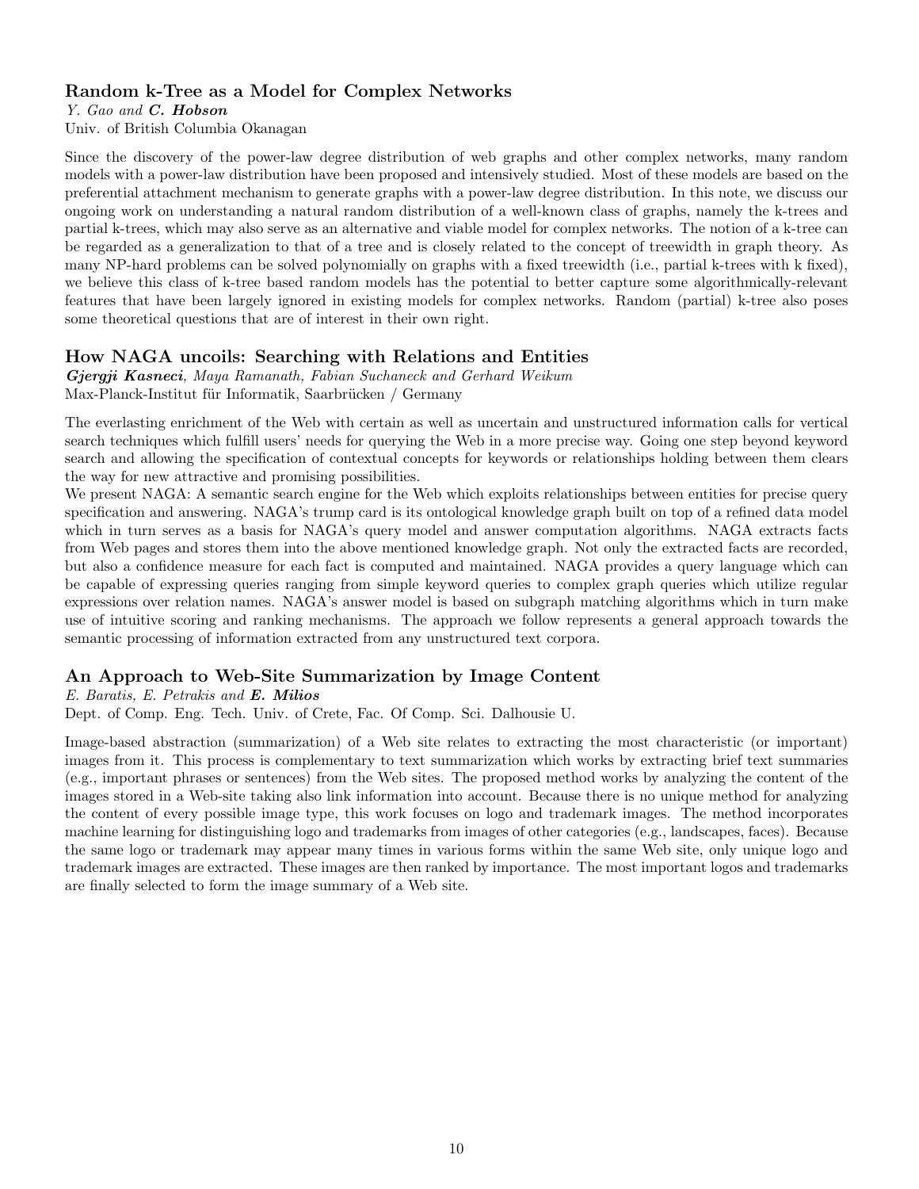### Random k-Tree as a Model for Complex Networks

*Y. Gao and* ***C. Hobson***
Univ. of British Columbia Okanagan

Since the discovery of the power-law degree distribution of web graphs and other complex networks, many random models with a power-law distribution have been proposed and intensively studied. Most of these models are based on the preferential attachment mechanism to generate graphs with a power-law degree distribution. In this note, we discuss our ongoing work on understanding a natural random distribution of a well-known class of graphs, namely the k-trees and partial k-trees, which may also serve as an alternative and viable model for complex networks. The notion of a k-tree can be regarded as a generalization to that of a tree and is closely related to the concept of treewidth in graph theory. As many NP-hard problems can be solved polynomially on graphs with a fixed treewidth (i.e., partial k-trees with k fixed), we believe this class of k-tree based random models has the potential to better capture some algorithmically-relevant features that have been largely ignored in existing models for complex networks. Random (partial) k-tree also poses some theoretical questions that are of interest in their own right.

### How NAGA uncoils: Searching with Relations and Entities

***Gjergji Kasneci****, Maya Ramanath, Fabian Suchaneck and Gerhard Weikum*
Max-Planck-Institut für Informatik, Saarbrücken / Germany

The everlasting enrichment of the Web with certain as well as uncertain and unstructured information calls for vertical search techniques which fulfill users' needs for querying the Web in a more precise way. Going one step beyond keyword search and allowing the specification of contextual concepts for keywords or relationships holding between them clears the way for new attractive and promising possibilities.

We present NAGA: A semantic search engine for the Web which exploits relationships between entities for precise query specification and answering. NAGA's trump card is its ontological knowledge graph built on top of a refined data model which in turn serves as a basis for NAGA's query model and answer computation algorithms. NAGA extracts facts from Web pages and stores them into the above mentioned knowledge graph. Not only the extracted facts are recorded, but also a confidence measure for each fact is computed and maintained. NAGA provides a query language which can be capable of expressing queries ranging from simple keyword queries to complex graph queries which utilize regular expressions over relation names. NAGA's answer model is based on subgraph matching algorithms which in turn make use of intuitive scoring and ranking mechanisms. The approach we follow represents a general approach towards the semantic processing of information extracted from any unstructured text corpora.

### An Approach to Web-Site Summarization by Image Content

*E. Baratis, E. Petrakis and* ***E. Milios***
Dept. of Comp. Eng. Tech. Univ. of Crete, Fac. Of Comp. Sci. Dalhousie U.

Image-based abstraction (summarization) of a Web site relates to extracting the most characteristic (or important) images from it. This process is complementary to text summarization which works by extracting brief text summaries (e.g., important phrases or sentences) from the Web sites. The proposed method works by analyzing the content of the images stored in a Web-site taking also link information into account. Because there is no unique method for analyzing the content of every possible image type, this work focuses on logo and trademark images. The method incorporates machine learning for distinguishing logo and trademarks from images of other categories (e.g., landscapes, faces). Because the same logo or trademark may appear many times in various forms within the same Web site, only unique logo and trademark images are extracted. These images are then ranked by importance. The most important logos and trademarks are finally selected to form the image summary of a Web site.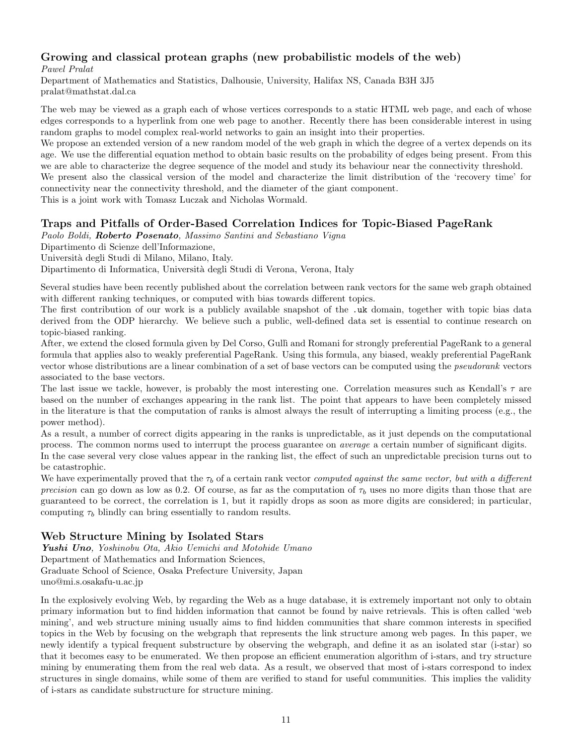## Growing and classical protean graphs (new probabilistic models of the web)

*Pawel Pralat*

Department of Mathematics and Statistics, Dalhousie, University, Halifax NS, Canada B3H 3J5
pralat@mathstat.dal.ca

The web may be viewed as a graph each of whose vertices corresponds to a static HTML web page, and each of whose edges corresponds to a hyperlink from one web page to another. Recently there has been considerable interest in using random graphs to model complex real-world networks to gain an insight into their properties.

We propose an extended version of a new random model of the web graph in which the degree of a vertex depends on its age. We use the differential equation method to obtain basic results on the probability of edges being present. From this we are able to characterize the degree sequence of the model and study its behaviour near the connectivity threshold.

We present also the classical version of the model and characterize the limit distribution of the 'recovery time' for connectivity near the connectivity threshold, and the diameter of the giant component.

This is a joint work with Tomasz Luczak and Nicholas Wormald.

## Traps and Pitfalls of Order-Based Correlation Indices for Topic-Biased PageRank

*Paolo Boldi, **Roberto Posenato**, Massimo Santini and Sebastiano Vigna*

Dipartimento di Scienze dell'Informazione,
Università degli Studi di Milano, Milano, Italy.
Dipartimento di Informatica, Università degli Studi di Verona, Verona, Italy

Several studies have been recently published about the correlation between rank vectors for the same web graph obtained with different ranking techniques, or computed with bias towards different topics.

The first contribution of our work is a publicly available snapshot of the `.uk` domain, together with topic bias data derived from the ODP hierarchy. We believe such a public, well-defined data set is essential to continue research on topic-biased ranking.

After, we extend the closed formula given by Del Corso, Gullì and Romani for strongly preferential PageRank to a general formula that applies also to weakly preferential PageRank. Using this formula, any biased, weakly preferential PageRank vector whose distributions are a linear combination of a set of base vectors can be computed using the *pseudorank* vectors associated to the base vectors.

The last issue we tackle, however, is probably the most interesting one. Correlation measures such as Kendall's $\tau$ are based on the number of exchanges appearing in the rank list. The point that appears to have been completely missed in the literature is that the computation of ranks is almost always the result of interrupting a limiting process (e.g., the power method).

As a result, a number of correct digits appearing in the ranks is unpredictable, as it just depends on the computational process. The common norms used to interrupt the process guarantee on *average* a certain number of significant digits.

In the case several very close values appear in the ranking list, the effect of such an unpredictable precision turns out to be catastrophic.

We have experimentally proved that the $\tau_b$ of a certain rank vector *computed against the same vector, but with a different precision* can go down as low as 0.2. Of course, as far as the computation of $\tau_b$ uses no more digits than those that are guaranteed to be correct, the correlation is 1, but it rapidly drops as soon as more digits are considered; in particular, computing $\tau_b$ blindly can bring essentially to random results.

## Web Structure Mining by Isolated Stars

***Yushi Uno**, Yoshinobu Ota, Akio Uemichi and Motohide Umano*

Department of Mathematics and Information Sciences,
Graduate School of Science, Osaka Prefecture University, Japan
uno@mi.s.osakafu-u.ac.jp

In the explosively evolving Web, by regarding the Web as a huge database, it is extremely important not only to obtain primary information but to find hidden information that cannot be found by naive retrievals. This is often called 'web mining', and web structure mining usually aims to find hidden communities that share common interests in specified topics in the Web by focusing on the webgraph that represents the link structure among web pages. In this paper, we newly identify a typical frequent substructure by observing the webgraph, and define it as an isolated star (i-star) so that it becomes easy to be enumerated. We then propose an efficient enumeration algorithm of i-stars, and try structure mining by enumerating them from the real web data. As a result, we observed that most of i-stars correspond to index structures in single domains, while some of them are verified to stand for useful communities. This implies the validity of i-stars as candidate substructure for structure mining.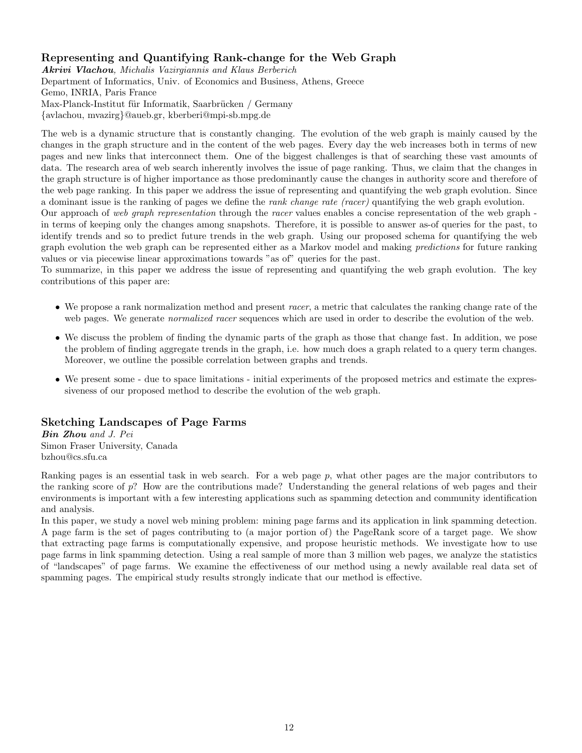## Representing and Quantifying Rank-change for the Web Graph

***Akrivi Vlachou***, *Michalis Vazirgiannis and Klaus Berberich*
Department of Informatics, Univ. of Economics and Business, Athens, Greece
Gemo, INRIA, Paris France
Max-Planck-Institut für Informatik, Saarbrücken / Germany
{avlachou, mvazirg}@aueb.gr, kberberi@mpi-sb.mpg.de

The web is a dynamic structure that is constantly changing. The evolution of the web graph is mainly caused by the changes in the graph structure and in the content of the web pages. Every day the web increases both in terms of new pages and new links that interconnect them. One of the biggest challenges is that of searching these vast amounts of data. The research area of web search inherently involves the issue of page ranking. Thus, we claim that the changes in the graph structure is of higher importance as those predominantly cause the changes in authority score and therefore of the web page ranking. In this paper we address the issue of representing and quantifying the web graph evolution. Since a dominant issue is the ranking of pages we define the *rank change rate (racer)* quantifying the web graph evolution.
Our approach of *web graph representation* through the *racer* values enables a concise representation of the web graph - in terms of keeping only the changes among snapshots. Therefore, it is possible to answer as-of queries for the past, to identify trends and so to predict future trends in the web graph. Using our proposed schema for quantifying the web graph evolution the web graph can be represented either as a Markov model and making *predictions* for future ranking values or via piecewise linear approximations towards "as of" queries for the past.
To summarize, in this paper we address the issue of representing and quantifying the web graph evolution. The key contributions of this paper are:

- We propose a rank normalization method and present *racer*, a metric that calculates the ranking change rate of the web pages. We generate *normalized racer* sequences which are used in order to describe the evolution of the web.
- We discuss the problem of finding the dynamic parts of the graph as those that change fast. In addition, we pose the problem of finding aggregate trends in the graph, i.e. how much does a graph related to a query term changes. Moreover, we outline the possible correlation between graphs and trends.
- We present some - due to space limitations - initial experiments of the proposed metrics and estimate the expressiveness of our proposed method to describe the evolution of the web graph.

## Sketching Landscapes of Page Farms

***Bin Zhou*** *and J. Pei*
Simon Fraser University, Canada
bzhou@cs.sfu.ca

Ranking pages is an essential task in web search. For a web page $p$, what other pages are the major contributors to the ranking score of $p$? How are the contributions made? Understanding the general relations of web pages and their environments is important with a few interesting applications such as spamming detection and community identification and analysis.
In this paper, we study a novel web mining problem: mining page farms and its application in link spamming detection. A page farm is the set of pages contributing to (a major portion of) the PageRank score of a target page. We show that extracting page farms is computationally expensive, and propose heuristic methods. We investigate how to use page farms in link spamming detection. Using a real sample of more than 3 million web pages, we analyze the statistics of "landscapes" of page farms. We examine the effectiveness of our method using a newly available real data set of spamming pages. The empirical study results strongly indicate that our method is effective.